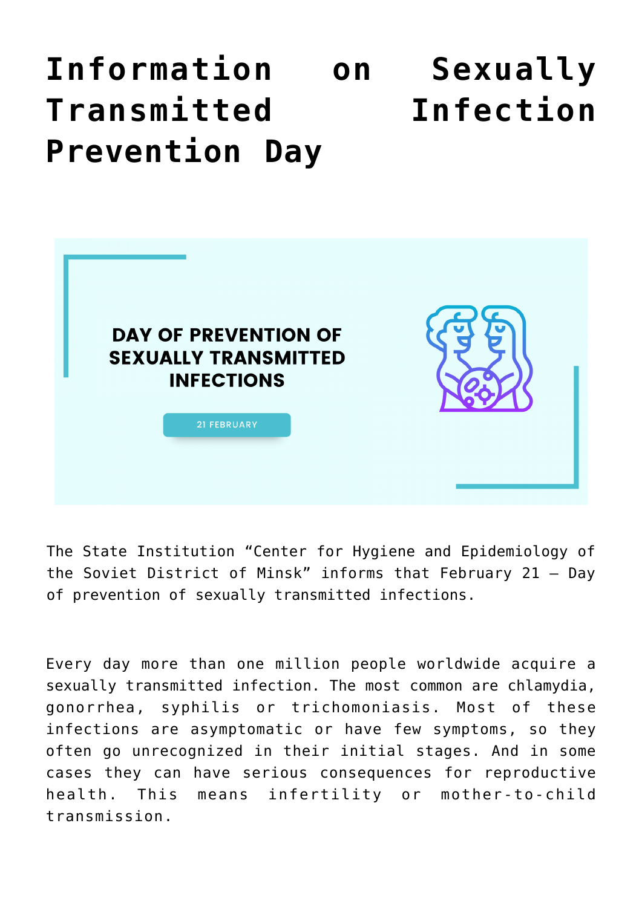# Information on Sexually Transmitted Infection Prevention Day

DAY OF PREVENTION OF SEXUALLY TRANSMITTED INFECTIONS

21 FEBRUARY

The State Institution "Center for Hygiene and Epidemiology of the Soviet District of Minsk" informs that February 21 – Day of prevention of sexually transmitted infections.

Every day more than one million people worldwide acquire a sexually transmitted infection. The most common are chlamydia, gonorrhea, syphilis or trichomoniasis. Most of these infections are asymptomatic or have few symptoms, so they often go unrecognized in their initial stages. And in some cases they can have serious consequences for reproductive health. This means infertility or mother-to-child transmission.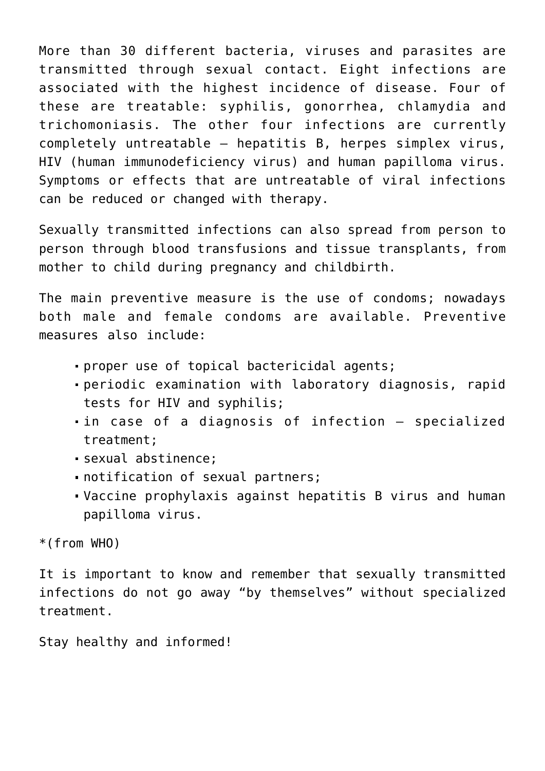More than 30 different bacteria, viruses and parasites are transmitted through sexual contact. Eight infections are associated with the highest incidence of disease. Four of these are treatable: syphilis, gonorrhea, chlamydia and trichomoniasis. The other four infections are currently completely untreatable – hepatitis B, herpes simplex virus, HIV (human immunodeficiency virus) and human papilloma virus. Symptoms or effects that are untreatable of viral infections can be reduced or changed with therapy.

Sexually transmitted infections can also spread from person to person through blood transfusions and tissue transplants, from mother to child during pregnancy and childbirth.

The main preventive measure is the use of condoms; nowadays both male and female condoms are available. Preventive measures also include:

- proper use of topical bactericidal agents;
- periodic examination with laboratory diagnosis, rapid tests for HIV and syphilis;
- in case of a diagnosis of infection – specialized treatment;
- sexual abstinence;
- notification of sexual partners;
- Vaccine prophylaxis against hepatitis B virus and human papilloma virus.

*(from WHO)

It is important to know and remember that sexually transmitted infections do not go away "by themselves" without specialized treatment.

Stay healthy and informed!